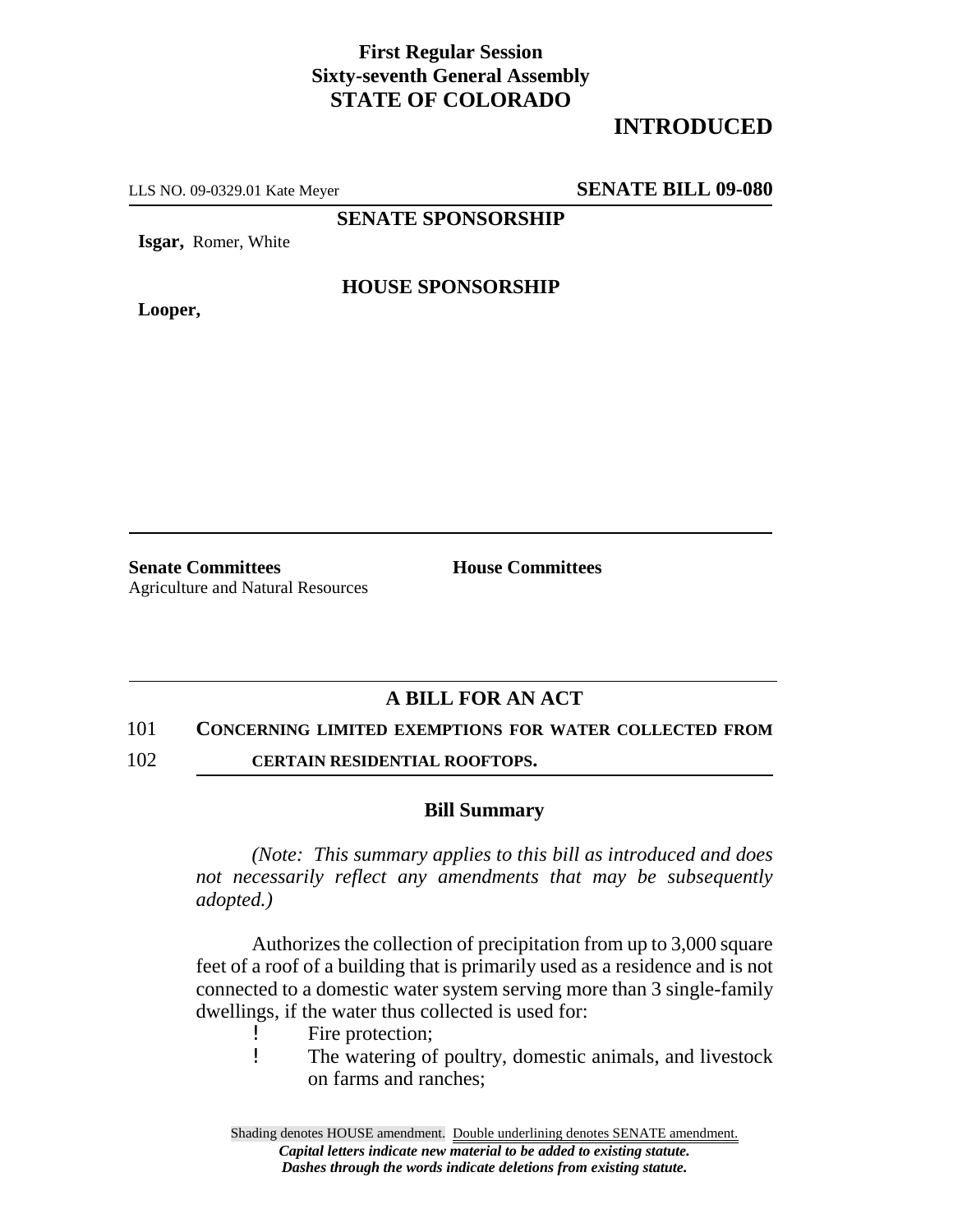**First Regular Session**
**Sixty-seventh General Assembly**
**STATE OF COLORADO**

# INTRODUCED

LLS NO. 09-0329.01 Kate Meyer **SENATE BILL 09-080**

**SENATE SPONSORSHIP**

**Isgar,** Romer, White

**HOUSE SPONSORSHIP**

**Looper,**

**Senate Committees**
Agriculture and Natural Resources

**House Committees**

## A BILL FOR AN ACT

101 **CONCERNING LIMITED EXEMPTIONS FOR WATER COLLECTED FROM**
102 **CERTAIN RESIDENTIAL ROOFTOPS.**

### Bill Summary

*(Note: This summary applies to this bill as introduced and does not necessarily reflect any amendments that may be subsequently adopted.)*

Authorizes the collection of precipitation from up to 3,000 square feet of a roof of a building that is primarily used as a residence and is not connected to a domestic water system serving more than 3 single-family dwellings, if the water thus collected is used for:

- Fire protection;
- The watering of poultry, domestic animals, and livestock on farms and ranches;

Shading denotes HOUSE amendment. Double underlining denotes SENATE amendment.
***Capital letters indicate new material to be added to existing statute.***
***Dashes through the words indicate deletions from existing statute.***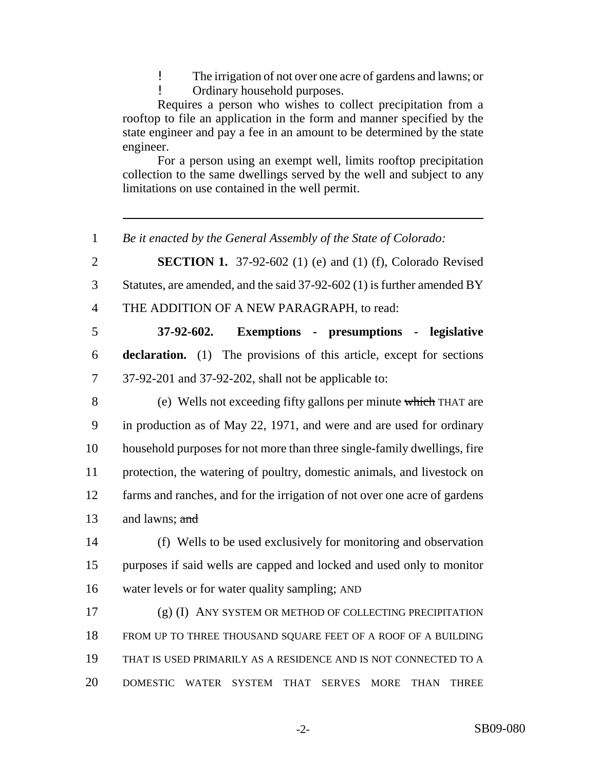- The irrigation of not over one acre of gardens and lawns; or
- Ordinary household purposes.

Requires a person who wishes to collect precipitation from a rooftop to file an application in the form and manner specified by the state engineer and pay a fee in an amount to be determined by the state engineer.

For a person using an exempt well, limits rooftop precipitation collection to the same dwellings served by the well and subject to any limitations on use contained in the well permit.

---

1 *Be it enacted by the General Assembly of the State of Colorado:*

2 **SECTION 1.** 37-92-602 (1) (e) and (1) (f), Colorado Revised
3 Statutes, are amended, and the said 37-92-602 (1) is further amended BY
4 THE ADDITION OF A NEW PARAGRAPH, to read:

5 **37-92-602. Exemptions - presumptions - legislative**
6 **declaration.** (1) The provisions of this article, except for sections
7 37-92-201 and 37-92-202, shall not be applicable to:

8 (e) Wells not exceeding fifty gallons per minute ~~which~~ THAT are
9 in production as of May 22, 1971, and were and are used for ordinary
10 household purposes for not more than three single-family dwellings, fire
11 protection, the watering of poultry, domestic animals, and livestock on
12 farms and ranches, and for the irrigation of not over one acre of gardens
13 and lawns; ~~and~~

14 (f) Wells to be used exclusively for monitoring and observation
15 purposes if said wells are capped and locked and used only to monitor
16 water levels or for water quality sampling; AND

17 (g) (I) ANY SYSTEM OR METHOD OF COLLECTING PRECIPITATION
18 FROM UP TO THREE THOUSAND SQUARE FEET OF A ROOF OF A BUILDING
19 THAT IS USED PRIMARILY AS A RESIDENCE AND IS NOT CONNECTED TO A
20 DOMESTIC WATER SYSTEM THAT SERVES MORE THAN THREE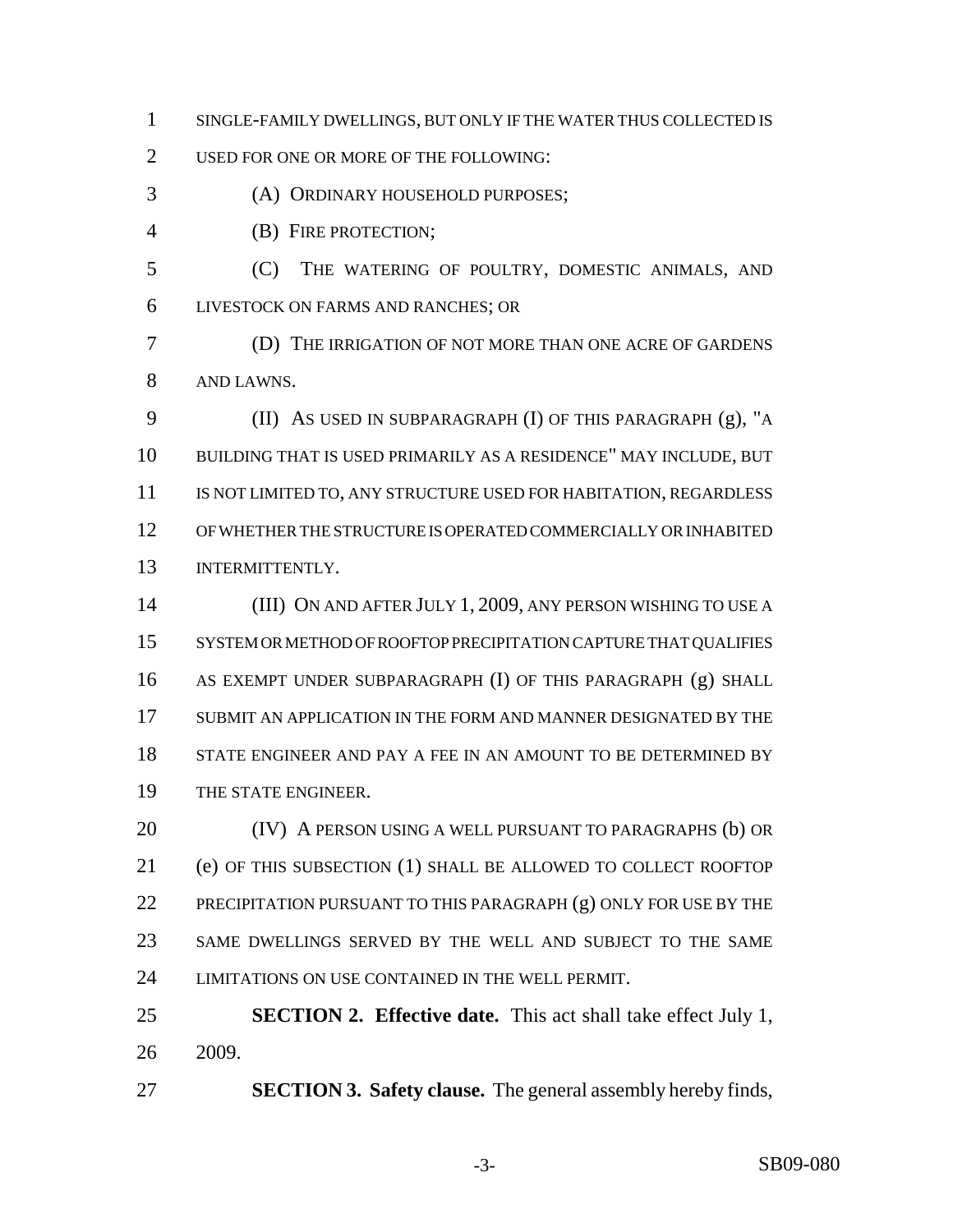SINGLE-FAMILY DWELLINGS, BUT ONLY IF THE WATER THUS COLLECTED IS USED FOR ONE OR MORE OF THE FOLLOWING:

(A) ORDINARY HOUSEHOLD PURPOSES;

(B) FIRE PROTECTION;

(C) THE WATERING OF POULTRY, DOMESTIC ANIMALS, AND LIVESTOCK ON FARMS AND RANCHES; OR

(D) THE IRRIGATION OF NOT MORE THAN ONE ACRE OF GARDENS AND LAWNS.

(II) AS USED IN SUBPARAGRAPH (I) OF THIS PARAGRAPH (g), "A BUILDING THAT IS USED PRIMARILY AS A RESIDENCE" MAY INCLUDE, BUT IS NOT LIMITED TO, ANY STRUCTURE USED FOR HABITATION, REGARDLESS OF WHETHER THE STRUCTURE IS OPERATED COMMERCIALLY OR INHABITED INTERMITTENTLY.

(III) ON AND AFTER JULY 1, 2009, ANY PERSON WISHING TO USE A SYSTEM OR METHOD OF ROOFTOP PRECIPITATION CAPTURE THAT QUALIFIES AS EXEMPT UNDER SUBPARAGRAPH (I) OF THIS PARAGRAPH (g) SHALL SUBMIT AN APPLICATION IN THE FORM AND MANNER DESIGNATED BY THE STATE ENGINEER AND PAY A FEE IN AN AMOUNT TO BE DETERMINED BY THE STATE ENGINEER.

(IV) A PERSON USING A WELL PURSUANT TO PARAGRAPHS (b) OR (e) OF THIS SUBSECTION (1) SHALL BE ALLOWED TO COLLECT ROOFTOP PRECIPITATION PURSUANT TO THIS PARAGRAPH (g) ONLY FOR USE BY THE SAME DWELLINGS SERVED BY THE WELL AND SUBJECT TO THE SAME LIMITATIONS ON USE CONTAINED IN THE WELL PERMIT.

**SECTION 2. Effective date.** This act shall take effect July 1, 2009.

**SECTION 3. Safety clause.** The general assembly hereby finds,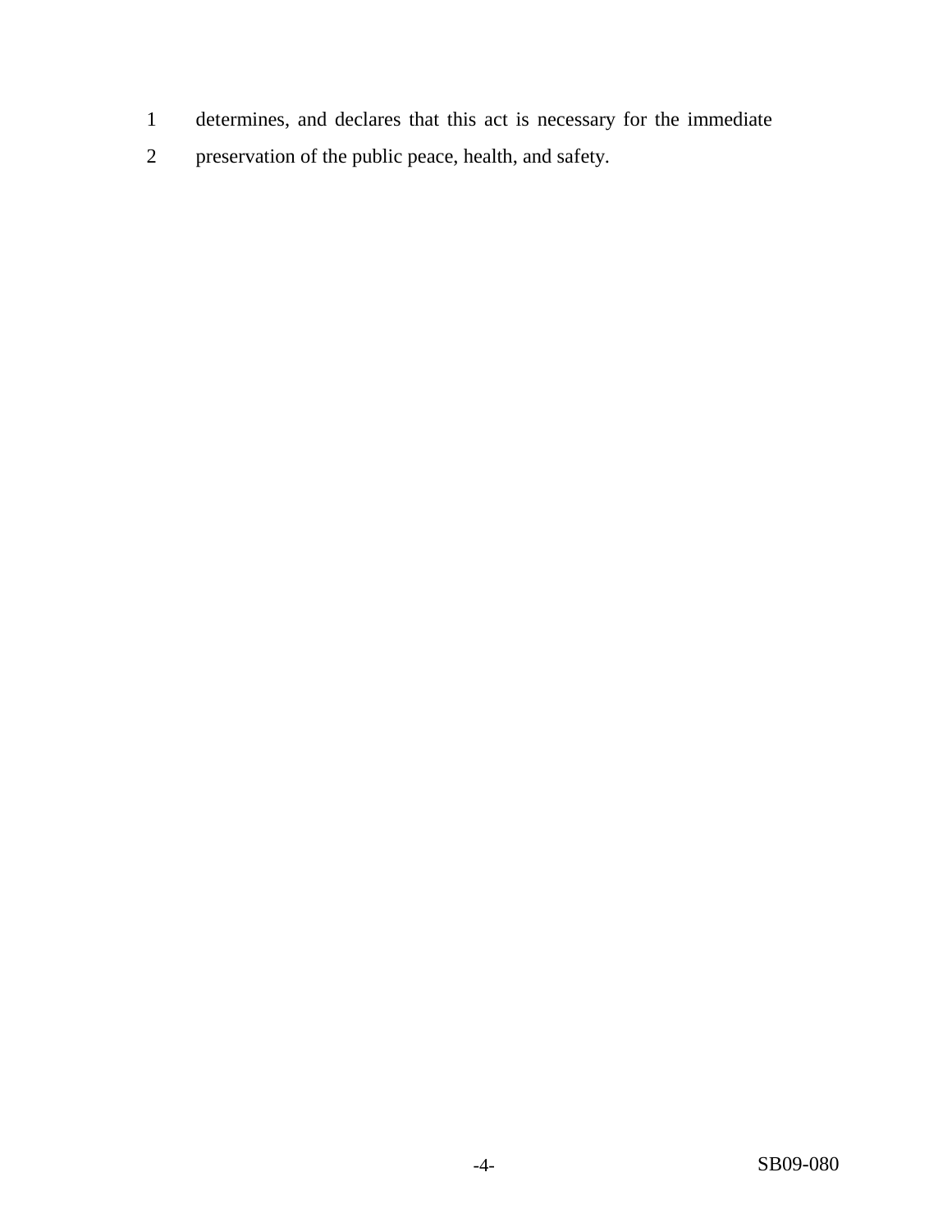determines, and declares that this act is necessary for the immediate preservation of the public peace, health, and safety.